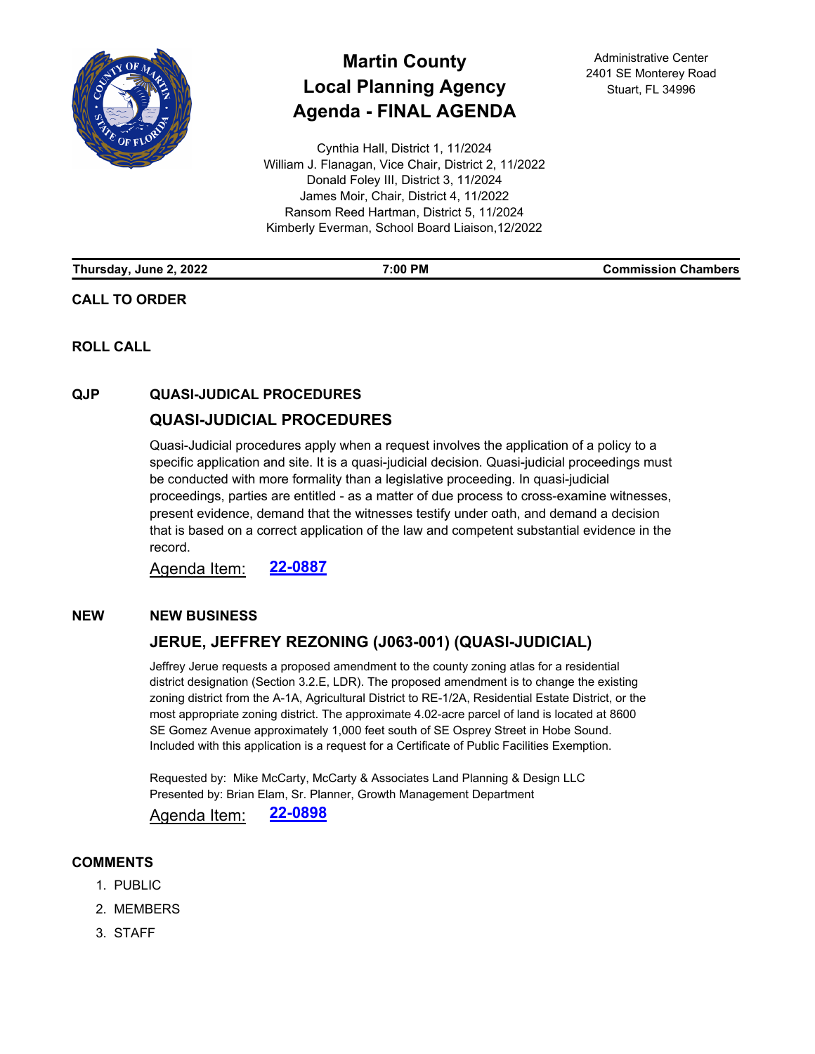# Martin County Local Planning Agency Agenda - FINAL AGENDA

Administrative Center
2401 SE Monterey Road
Stuart, FL 34996

Cynthia Hall, District 1, 11/2024
William J. Flanagan, Vice Chair, District 2, 11/2022
Donald Foley III, District 3, 11/2024
James Moir, Chair, District 4, 11/2022
Ransom Reed Hartman, District 5, 11/2024
Kimberly Everman, School Board Liaison,12/2022

**Thursday, June 2, 2022** | **7:00 PM** | **Commission Chambers**

## CALL TO ORDER

## ROLL CALL

## QJP QUASI-JUDICAL PROCEDURES

### QUASI-JUDICIAL PROCEDURES

Quasi-Judicial procedures apply when a request involves the application of a policy to a specific application and site. It is a quasi-judicial decision. Quasi-judicial proceedings must be conducted with more formality than a legislative proceeding. In quasi-judicial proceedings, parties are entitled - as a matter of due process to cross-examine witnesses, present evidence, demand that the witnesses testify under oath, and demand a decision that is based on a correct application of the law and competent substantial evidence in the record.

Agenda Item: **22-0887**

## NEW NEW BUSINESS

### JERUE, JEFFREY REZONING (J063-001) (QUASI-JUDICIAL)

Jeffrey Jerue requests a proposed amendment to the county zoning atlas for a residential district designation (Section 3.2.E, LDR). The proposed amendment is to change the existing zoning district from the A-1A, Agricultural District to RE-1/2A, Residential Estate District, or the most appropriate zoning district. The approximate 4.02-acre parcel of land is located at 8600 SE Gomez Avenue approximately 1,000 feet south of SE Osprey Street in Hobe Sound. Included with this application is a request for a Certificate of Public Facilities Exemption.

Requested by: Mike McCarty, McCarty & Associates Land Planning & Design LLC
Presented by: Brian Elam, Sr. Planner, Growth Management Department

Agenda Item: **22-0898**

## COMMENTS

1. PUBLIC
2. MEMBERS
3. STAFF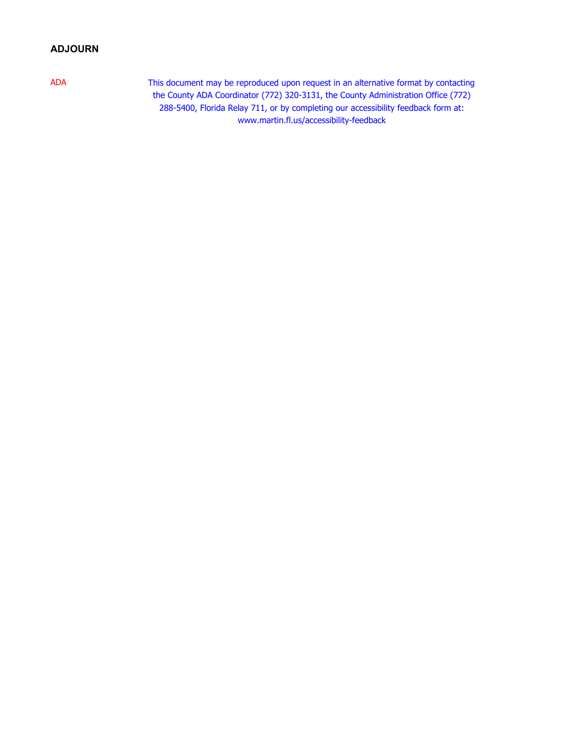## ADJOURN

ADA

This document may be reproduced upon request in an alternative format by contacting the County ADA Coordinator (772) 320-3131, the County Administration Office (772) 288-5400, Florida Relay 711, or by completing our accessibility feedback form at: www.martin.fl.us/accessibility-feedback